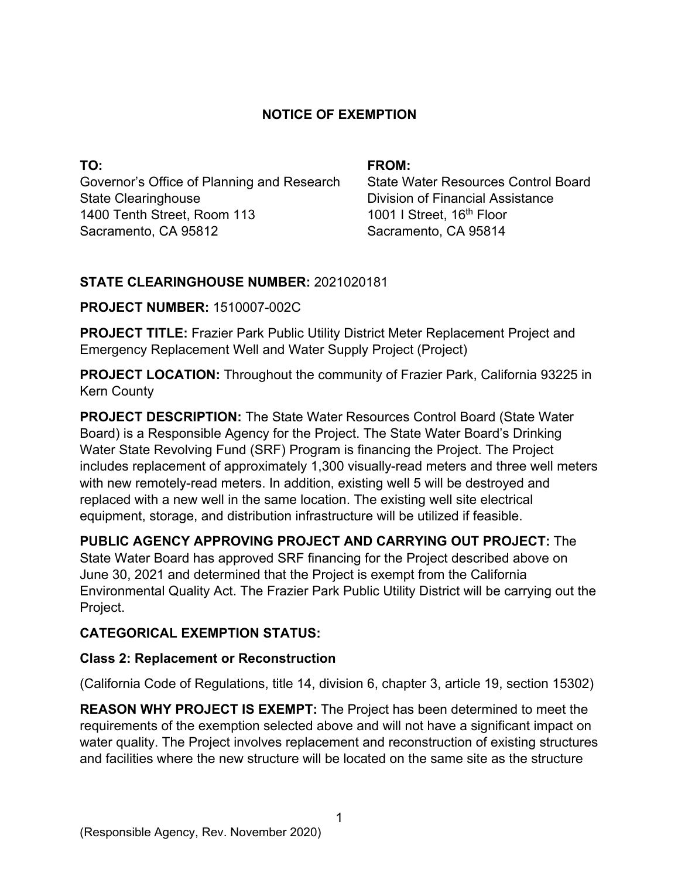# NOTICE OF EXEMPTION

**TO:**
Governor's Office of Planning and Research
State Clearinghouse
1400 Tenth Street, Room 113
Sacramento, CA 95812

**FROM:**
State Water Resources Control Board
Division of Financial Assistance
1001 I Street, 16th Floor
Sacramento, CA 95814

**STATE CLEARINGHOUSE NUMBER:** 2021020181

**PROJECT NUMBER:** 1510007-002C

**PROJECT TITLE:** Frazier Park Public Utility District Meter Replacement Project and Emergency Replacement Well and Water Supply Project (Project)

**PROJECT LOCATION:** Throughout the community of Frazier Park, California 93225 in Kern County

**PROJECT DESCRIPTION:** The State Water Resources Control Board (State Water Board) is a Responsible Agency for the Project. The State Water Board's Drinking Water State Revolving Fund (SRF) Program is financing the Project. The Project includes replacement of approximately 1,300 visually-read meters and three well meters with new remotely-read meters. In addition, existing well 5 will be destroyed and replaced with a new well in the same location. The existing well site electrical equipment, storage, and distribution infrastructure will be utilized if feasible.

**PUBLIC AGENCY APPROVING PROJECT AND CARRYING OUT PROJECT:** The State Water Board has approved SRF financing for the Project described above on June 30, 2021 and determined that the Project is exempt from the California Environmental Quality Act. The Frazier Park Public Utility District will be carrying out the Project.

**CATEGORICAL EXEMPTION STATUS:**

**Class 2: Replacement or Reconstruction**

(California Code of Regulations, title 14, division 6, chapter 3, article 19, section 15302)

**REASON WHY PROJECT IS EXEMPT:** The Project has been determined to meet the requirements of the exemption selected above and will not have a significant impact on water quality. The Project involves replacement and reconstruction of existing structures and facilities where the new structure will be located on the same site as the structure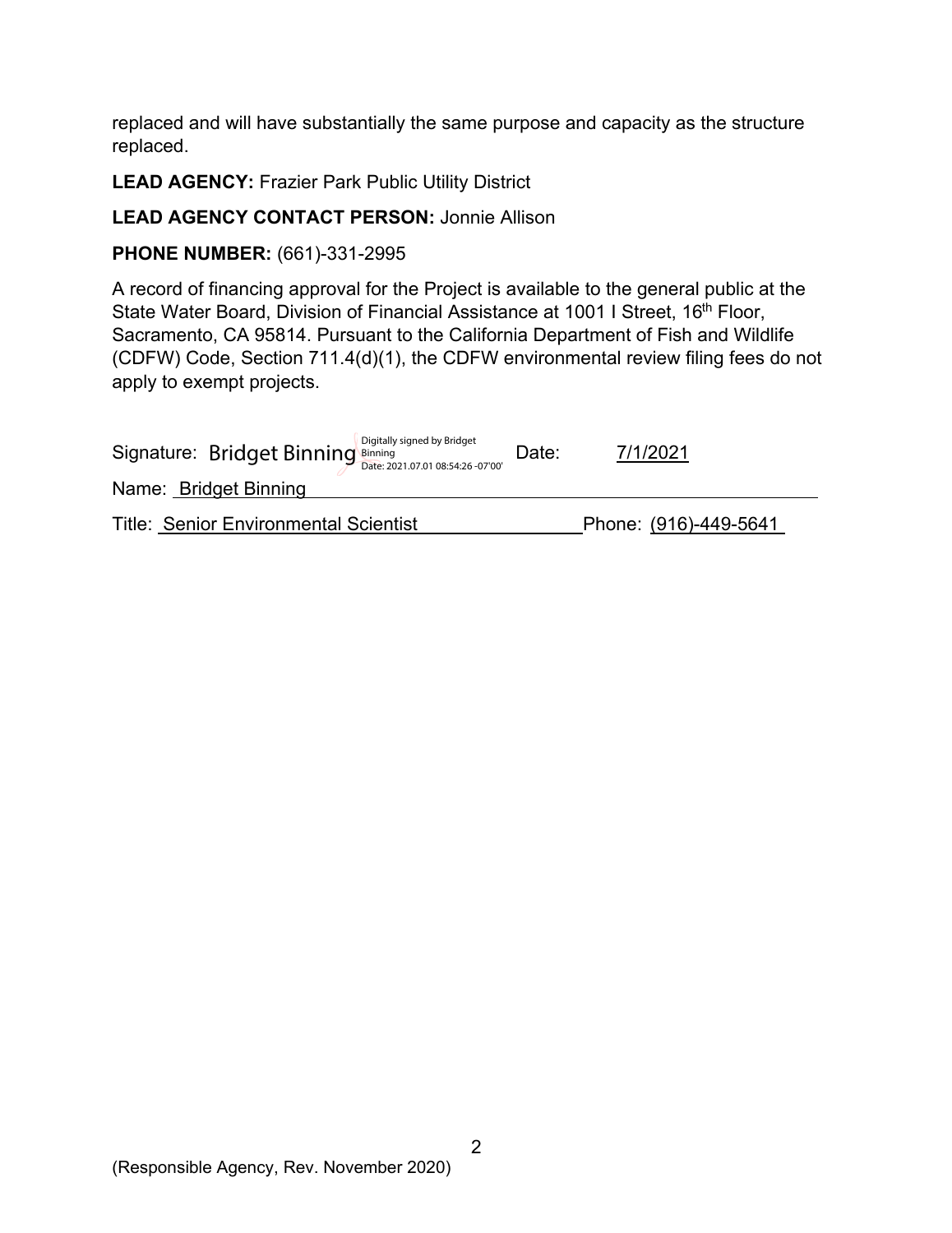replaced and will have substantially the same purpose and capacity as the structure replaced.

**LEAD AGENCY:** Frazier Park Public Utility District

**LEAD AGENCY CONTACT PERSON:** Jonnie Allison

**PHONE NUMBER:** (661)-331-2995

A record of financing approval for the Project is available to the general public at the State Water Board, Division of Financial Assistance at 1001 I Street, 16th Floor, Sacramento, CA 95814. Pursuant to the California Department of Fish and Wildlife (CDFW) Code, Section 711.4(d)(1), the CDFW environmental review filing fees do not apply to exempt projects.

Signature: Bridget Binning Digitally signed by Bridget Binning Date: 2021.07.01 08:54:26 -07'00' Date: 7/1/2021

Name: Bridget Binning

Title: Senior Environmental Scientist Phone: (916)-449-5641

(Responsible Agency, Rev. November 2020)